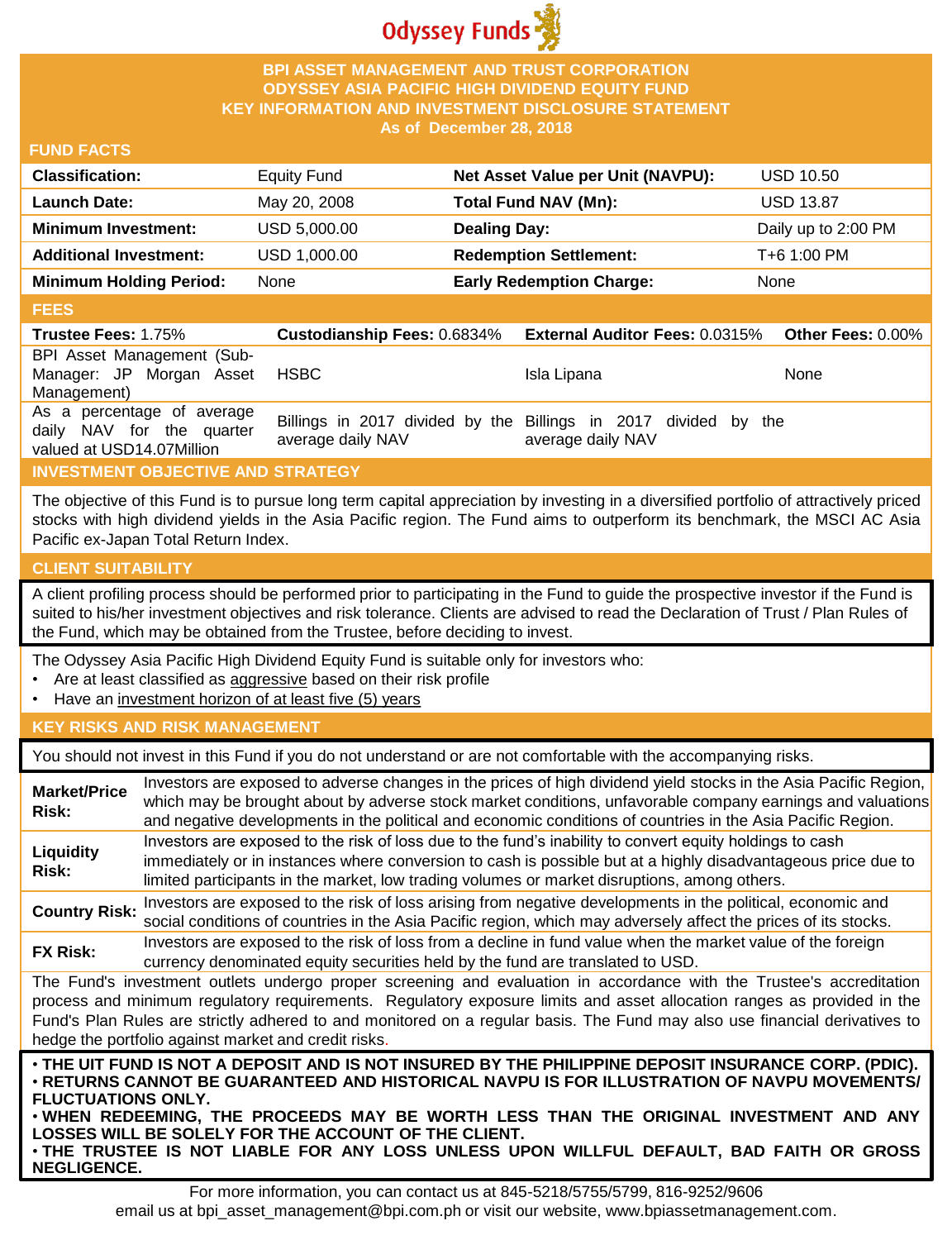Odyssey Funds

# BPI ASSET MANAGEMENT AND TRUST CORPORATION
# ODYSSEY ASIA PACIFIC HIGH DIVIDEND EQUITY FUND
## KEY INFORMATION AND INVESTMENT DISCLOSURE STATEMENT
### As of December 28, 2018

## FUND FACTS

| | | | |
|---|---|---|---|
| **Classification:** | Equity Fund | **Net Asset Value per Unit (NAVPU):** | USD 10.50 |
| **Launch Date:** | May 20, 2008 | **Total Fund NAV (Mn):** | USD 13.87 |
| **Minimum Investment:** | USD 5,000.00 | **Dealing Day:** | Daily up to 2:00 PM |
| **Additional Investment:** | USD 1,000.00 | **Redemption Settlement:** | T+6 1:00 PM |
| **Minimum Holding Period:** | None | **Early Redemption Charge:** | None |

## FEES

| **Trustee Fees:** 1.75% | **Custodianship Fees:** 0.6834% | **External Auditor Fees:** 0.0315% | **Other Fees:** 0.00% |
|---|---|---|---|
| BPI Asset Management (Sub-Manager: JP Morgan Asset Management) | HSBC | Isla Lipana | None |
| As a percentage of average daily NAV for the quarter valued at USD14.07Million | Billings in 2017 divided by the average daily NAV | Billings in 2017 divided by the average daily NAV | |

## INVESTMENT OBJECTIVE AND STRATEGY

The objective of this Fund is to pursue long term capital appreciation by investing in a diversified portfolio of attractively priced stocks with high dividend yields in the Asia Pacific region. The Fund aims to outperform its benchmark, the MSCI AC Asia Pacific ex-Japan Total Return Index.

## CLIENT SUITABILITY

A client profiling process should be performed prior to participating in the Fund to guide the prospective investor if the Fund is suited to his/her investment objectives and risk tolerance. Clients are advised to read the Declaration of Trust / Plan Rules of the Fund, which may be obtained from the Trustee, before deciding to invest.

The Odyssey Asia Pacific High Dividend Equity Fund is suitable only for investors who:

- Are at least classified as aggressive based on their risk profile
- Have an investment horizon of at least five (5) years

## KEY RISKS AND RISK MANAGEMENT

You should not invest in this Fund if you do not understand or are not comfortable with the accompanying risks.

| | |
|---|---|
| **Market/Price Risk:** | Investors are exposed to adverse changes in the prices of high dividend yield stocks in the Asia Pacific Region, which may be brought about by adverse stock market conditions, unfavorable company earnings and valuations and negative developments in the political and economic conditions of countries in the Asia Pacific Region. |
| **Liquidity Risk:** | Investors are exposed to the risk of loss due to the fund's inability to convert equity holdings to cash immediately or in instances where conversion to cash is possible but at a highly disadvantageous price due to limited participants in the market, low trading volumes or market disruptions, among others. |
| **Country Risk:** | Investors are exposed to the risk of loss arising from negative developments in the political, economic and social conditions of countries in the Asia Pacific region, which may adversely affect the prices of its stocks. |
| **FX Risk:** | Investors are exposed to the risk of loss from a decline in fund value when the market value of the foreign currency denominated equity securities held by the fund are translated to USD. |

The Fund's investment outlets undergo proper screening and evaluation in accordance with the Trustee's accreditation process and minimum regulatory requirements. Regulatory exposure limits and asset allocation ranges as provided in the Fund's Plan Rules are strictly adhered to and monitored on a regular basis. The Fund may also use financial derivatives to hedge the portfolio against market and credit risks.

**• THE UIT FUND IS NOT A DEPOSIT AND IS NOT INSURED BY THE PHILIPPINE DEPOSIT INSURANCE CORP. (PDIC).**
**• RETURNS CANNOT BE GUARANTEED AND HISTORICAL NAVPU IS FOR ILLUSTRATION OF NAVPU MOVEMENTS/ FLUCTUATIONS ONLY.**
**• WHEN REDEEMING, THE PROCEEDS MAY BE WORTH LESS THAN THE ORIGINAL INVESTMENT AND ANY LOSSES WILL BE SOLELY FOR THE ACCOUNT OF THE CLIENT.**
**• THE TRUSTEE IS NOT LIABLE FOR ANY LOSS UNLESS UPON WILLFUL DEFAULT, BAD FAITH OR GROSS NEGLIGENCE.**

For more information, you can contact us at 845-5218/5755/5799, 816-9252/9606
email us at bpi_asset_management@bpi.com.ph or visit our website, www.bpiassetmanagement.com.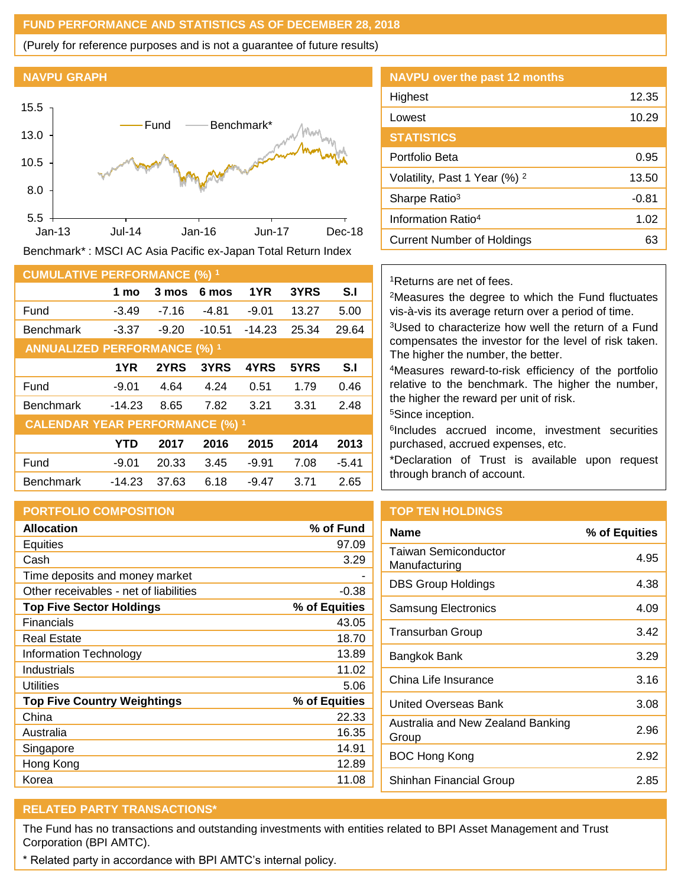## FUND PERFORMANCE AND STATISTICS AS OF DECEMBER 28, 2018

(Purely for reference purposes and is not a guarantee of future results)

### NAVPU GRAPH

Benchmark* : MSCI AC Asia Pacific ex-Japan Total Return Index

### NAVPU over the past 12 months

| | |
|---|---|
| Highest | 12.35 |
| Lowest | 10.29 |

### STATISTICS

| | |
|---|---|
| Portfolio Beta | 0.95 |
| Volatility, Past 1 Year (%) [2] | 13.50 |
| Sharpe Ratio[3] | -0.81 |
| Information Ratio[4] | 1.02 |
| Current Number of Holdings | 63 |

### CUMULATIVE PERFORMANCE (%) [1]

| | 1 mo | 3 mos | 6 mos | 1YR | 3YRS | S.I |
|---|---|---|---|---|---|---|
| Fund | -3.49 | -7.16 | -4.81 | -9.01 | 13.27 | 5.00 |
| Benchmark | -3.37 | -9.20 | -10.51 | -14.23 | 25.34 | 29.64 |

### ANNUALIZED PERFORMANCE (%) [1]

| | 1YR | 2YRS | 3YRS | 4YRS | 5YRS | S.I |
|---|---|---|---|---|---|---|
| Fund | -9.01 | 4.64 | 4.24 | 0.51 | 1.79 | 0.46 |
| Benchmark | -14.23 | 8.65 | 7.82 | 3.21 | 3.31 | 2.48 |

### CALENDAR YEAR PERFORMANCE (%) [1]

| | YTD | 2017 | 2016 | 2015 | 2014 | 2013 |
|---|---|---|---|---|---|---|
| Fund | -9.01 | 20.33 | 3.45 | -9.91 | 7.08 | -5.41 |
| Benchmark | -14.23 | 37.63 | 6.18 | -9.47 | 3.71 | 2.65 |

[1]Returns are net of fees.

[2]Measures the degree to which the Fund fluctuates vis-à-vis its average return over a period of time.

[3]Used to characterize how well the return of a Fund compensates the investor for the level of risk taken. The higher the number, the better.

[4]Measures reward-to-risk efficiency of the portfolio relative to the benchmark. The higher the number, the higher the reward per unit of risk.

[5]Since inception.

[6]Includes accrued income, investment securities purchased, accrued expenses, etc.

*Declaration of Trust is available upon request through branch of account.

### PORTFOLIO COMPOSITION

| **Allocation** | **% of Fund** |
|---|---|
| Equities | 97.09 |
| Cash | 3.29 |
| Time deposits and money market | - |
| Other receivables - net of liabilities | -0.38 |
| **Top Five Sector Holdings** | **% of Equities** |
| Financials | 43.05 |
| Real Estate | 18.70 |
| Information Technology | 13.89 |
| Industrials | 11.02 |
| Utilities | 5.06 |
| **Top Five Country Weightings** | **% of Equities** |
| China | 22.33 |
| Australia | 16.35 |
| Singapore | 14.91 |
| Hong Kong | 12.89 |
| Korea | 11.08 |

### TOP TEN HOLDINGS

| Name | % of Equities |
|---|---|
| Taiwan Semiconductor Manufacturing | 4.95 |
| DBS Group Holdings | 4.38 |
| Samsung Electronics | 4.09 |
| Transurban Group | 3.42 |
| Bangkok Bank | 3.29 |
| China Life Insurance | 3.16 |
| United Overseas Bank | 3.08 |
| Australia and New Zealand Banking Group | 2.96 |
| BOC Hong Kong | 2.92 |
| Shinhan Financial Group | 2.85 |

### RELATED PARTY TRANSACTIONS*

The Fund has no transactions and outstanding investments with entities related to BPI Asset Management and Trust Corporation (BPI AMTC).

* Related party in accordance with BPI AMTC's internal policy.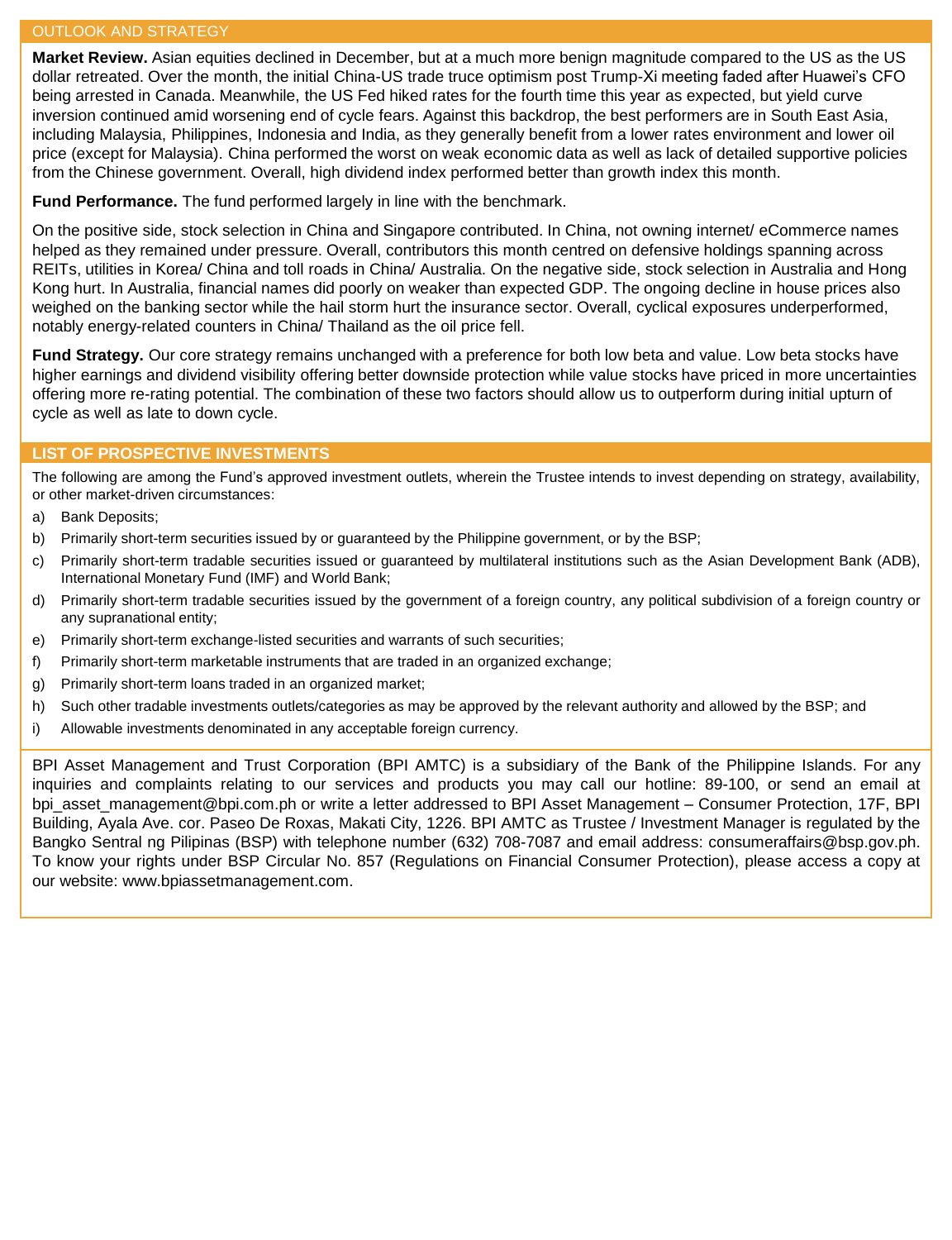## OUTLOOK AND STRATEGY

**Market Review.** Asian equities declined in December, but at a much more benign magnitude compared to the US as the US dollar retreated. Over the month, the initial China-US trade truce optimism post Trump-Xi meeting faded after Huawei's CFO being arrested in Canada. Meanwhile, the US Fed hiked rates for the fourth time this year as expected, but yield curve inversion continued amid worsening end of cycle fears. Against this backdrop, the best performers are in South East Asia, including Malaysia, Philippines, Indonesia and India, as they generally benefit from a lower rates environment and lower oil price (except for Malaysia). China performed the worst on weak economic data as well as lack of detailed supportive policies from the Chinese government. Overall, high dividend index performed better than growth index this month.

**Fund Performance.** The fund performed largely in line with the benchmark.

On the positive side, stock selection in China and Singapore contributed. In China, not owning internet/ eCommerce names helped as they remained under pressure. Overall, contributors this month centred on defensive holdings spanning across REITs, utilities in Korea/ China and toll roads in China/ Australia. On the negative side, stock selection in Australia and Hong Kong hurt. In Australia, financial names did poorly on weaker than expected GDP. The ongoing decline in house prices also weighed on the banking sector while the hail storm hurt the insurance sector. Overall, cyclical exposures underperformed, notably energy-related counters in China/ Thailand as the oil price fell.

**Fund Strategy.** Our core strategy remains unchanged with a preference for both low beta and value. Low beta stocks have higher earnings and dividend visibility offering better downside protection while value stocks have priced in more uncertainties offering more re-rating potential. The combination of these two factors should allow us to outperform during initial upturn of cycle as well as late to down cycle.

## LIST OF PROSPECTIVE INVESTMENTS

The following are among the Fund's approved investment outlets, wherein the Trustee intends to invest depending on strategy, availability, or other market-driven circumstances:

a) Bank Deposits;
b) Primarily short-term securities issued by or guaranteed by the Philippine government, or by the BSP;
c) Primarily short-term tradable securities issued or guaranteed by multilateral institutions such as the Asian Development Bank (ADB), International Monetary Fund (IMF) and World Bank;
d) Primarily short-term tradable securities issued by the government of a foreign country, any political subdivision of a foreign country or any supranational entity;
e) Primarily short-term exchange-listed securities and warrants of such securities;
f) Primarily short-term marketable instruments that are traded in an organized exchange;
g) Primarily short-term loans traded in an organized market;
h) Such other tradable investments outlets/categories as may be approved by the relevant authority and allowed by the BSP; and
i) Allowable investments denominated in any acceptable foreign currency.

BPI Asset Management and Trust Corporation (BPI AMTC) is a subsidiary of the Bank of the Philippine Islands. For any inquiries and complaints relating to our services and products you may call our hotline: 89-100, or send an email at bpi_asset_management@bpi.com.ph or write a letter addressed to BPI Asset Management – Consumer Protection, 17F, BPI Building, Ayala Ave. cor. Paseo De Roxas, Makati City, 1226. BPI AMTC as Trustee / Investment Manager is regulated by the Bangko Sentral ng Pilipinas (BSP) with telephone number (632) 708-7087 and email address: consumeraffairs@bsp.gov.ph. To know your rights under BSP Circular No. 857 (Regulations on Financial Consumer Protection), please access a copy at our website: www.bpiassetmanagement.com.